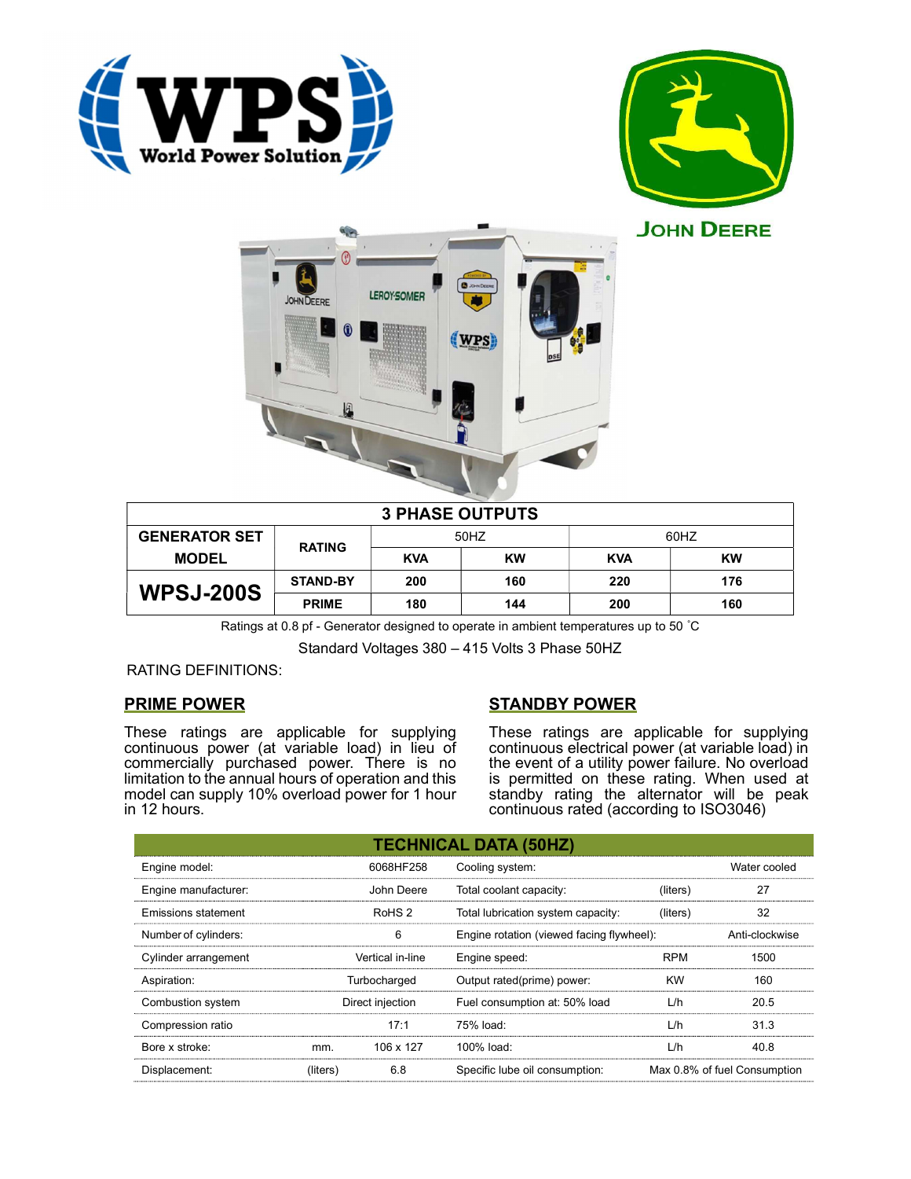WPS World Power Solution

JOHN DEERE

| 3 PHASE OUTPUTS | | | | | |
|---|---|---|---|---|---|
| GENERATOR SET MODEL | RATING | 50HZ | | 60HZ | |
| | | KVA | KW | KVA | KW |
| WPSJ-200S | STAND-BY | 200 | 160 | 220 | 176 |
| | PRIME | 180 | 144 | 200 | 160 |

Ratings at 0.8 pf - Generator designed to operate in ambient temperatures up to 50 ˚C

Standard Voltages 380 – 415 Volts 3 Phase 50HZ

RATING DEFINITIONS:

## PRIME POWER

These ratings are applicable for supplying continuous power (at variable load) in lieu of commercially purchased power. There is no limitation to the annual hours of operation and this model can supply 10% overload power for 1 hour in 12 hours.

## STANDBY POWER

These ratings are applicable for supplying continuous electrical power (at variable load) in the event of a utility power failure. No overload is permitted on these rating. When used at standby rating the alternator will be peak continuous rated (according to ISO3046)

## TECHNICAL DATA (50HZ)

| | | | | | |
|---|---|---|---|---|---|
| Engine model: | | 6068HF258 | Cooling system: | | Water cooled |
| Engine manufacturer: | | John Deere | Total coolant capacity: | (liters) | 27 |
| Emissions statement | | RoHS 2 | Total lubrication system capacity: | (liters) | 32 |
| Number of cylinders: | | 6 | Engine rotation (viewed facing flywheel): | | Anti-clockwise |
| Cylinder arrangement | | Vertical in-line | Engine speed: | RPM | 1500 |
| Aspiration: | | Turbocharged | Output rated(prime) power: | KW | 160 |
| Combustion system | | Direct injection | Fuel consumption at: 50% load | L/h | 20.5 |
| Compression ratio | | 17:1 | 75% load: | L/h | 31.3 |
| Bore x stroke: | mm. | 106 x 127 | 100% load: | L/h | 40.8 |
| Displacement: | (liters) | 6.8 | Specific lube oil consumption: | | Max 0.8% of fuel Consumption |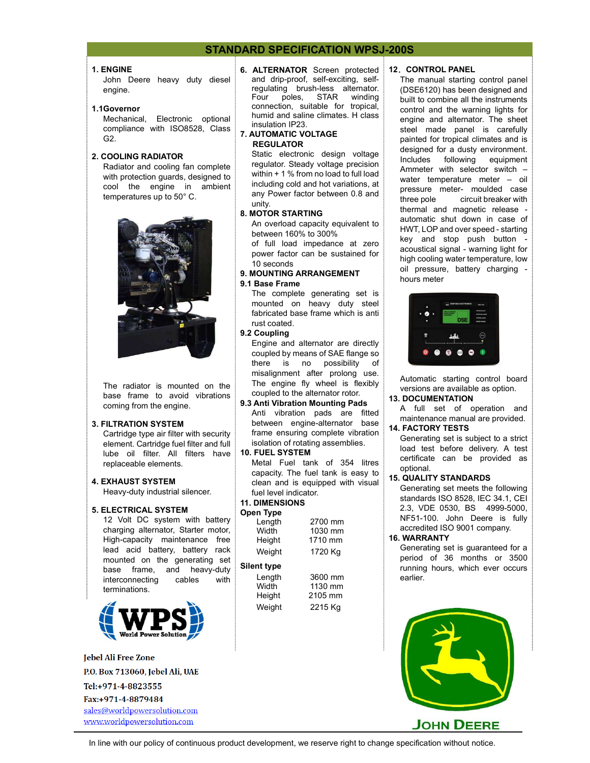# STANDARD SPECIFICATION WPSJ-200S

### 1. ENGINE

John Deere heavy duty diesel engine.

### 1.1Governor

Mechanical, Electronic optional compliance with ISO8528, Class G2.

### 2. COOLING RADIATOR

Radiator and cooling fan complete with protection guards, designed to cool the engine in ambient temperatures up to 50° C.

The radiator is mounted on the base frame to avoid vibrations coming from the engine.

### 3. FILTRATION SYSTEM

Cartridge type air filter with security element. Cartridge fuel filter and full lube oil filter. All filters have replaceable elements.

### 4. EXHAUST SYSTEM

Heavy-duty industrial silencer.

### 5. ELECTRICAL SYSTEM

12 Volt DC system with battery charging alternator, Starter motor, High-capacity maintenance free lead acid battery, battery rack mounted on the generating set base frame, and heavy-duty interconnecting cables with terminations.

WPS World Power Solution

Jebel Ali Free Zone
P.O. Box 713060, Jebel Ali, UAE
Tel:+971-4-8823555
Fax:+971-4-8879484
sales@worldpowersolution.com
www.worldpowersolution.com

### 6. ALTERNATOR

Screen protected and drip-proof, self-exciting, self-regulating brush-less alternator. Four poles, STAR winding connection, suitable for tropical, humid and saline climates. H class insulation IP23.

### 7. AUTOMATIC VOLTAGE REGULATOR

Static electronic design voltage regulator. Steady voltage precision within + 1 % from no load to full load including cold and hot variations, at any Power factor between 0.8 and unity.

### 8. MOTOR STARTING

An overload capacity equivalent to between 160% to 300% of full load impedance at zero power factor can be sustained for 10 seconds

### 9. MOUNTING ARRANGEMENT

### 9.1 Base Frame

The complete generating set is mounted on heavy duty steel fabricated base frame which is anti rust coated.

### 9.2 Coupling

Engine and alternator are directly coupled by means of SAE flange so there is no possibility of misalignment after prolong use. The engine fly wheel is flexibly coupled to the alternator rotor.

### 9.3 Anti Vibration Mounting Pads

Anti vibration pads are fitted between engine-alternator base frame ensuring complete vibration isolation of rotating assemblies.

### 10. FUEL SYSTEM

Metal Fuel tank of 354 litres capacity. The fuel tank is easy to clean and is equipped with visual fuel level indicator.

### 11. DIMENSIONS

**Open Type**

| | |
|---|---|
| Length | 2700 mm |
| Width | 1030 mm |
| Height | 1710 mm |
| Weight | 1720 Kg |

**Silent type**

| | |
|---|---|
| Length | 3600 mm |
| Width | 1130 mm |
| Height | 2105 mm |
| Weight | 2215 Kg |

### 12. CONTROL PANEL

The manual starting control panel (DSE6120) has been designed and built to combine all the instruments control and the warning lights for engine and alternator. The sheet steel made panel is carefully painted for tropical climates and is designed for a dusty environment. Includes following equipment Ammeter with selector switch – water temperature meter – oil pressure meter- moulded case three pole circuit breaker with thermal and magnetic release - automatic shut down in case of HWT, LOP and over speed - starting key and stop push button - acoustical signal - warning light for high cooling water temperature, low oil pressure, battery charging - hours meter

Automatic starting control board versions are available as option.

### 13. DOCUMENTATION

A full set of operation and maintenance manual are provided.

### 14. FACTORY TESTS

Generating set is subject to a strict load test before delivery. A test certificate can be provided as optional.

### 15. QUALITY STANDARDS

Generating set meets the following standards ISO 8528, IEC 34.1, CEI 2.3, VDE 0530, BS 4999-5000, NF51-100. John Deere is fully accredited ISO 9001 company.

### 16. WARRANTY

Generating set is guaranteed for a period of 36 months or 3500 running hours, which ever occurs earlier.

JOHN DEERE

In line with our policy of continuous product development, we reserve right to change specification without notice.